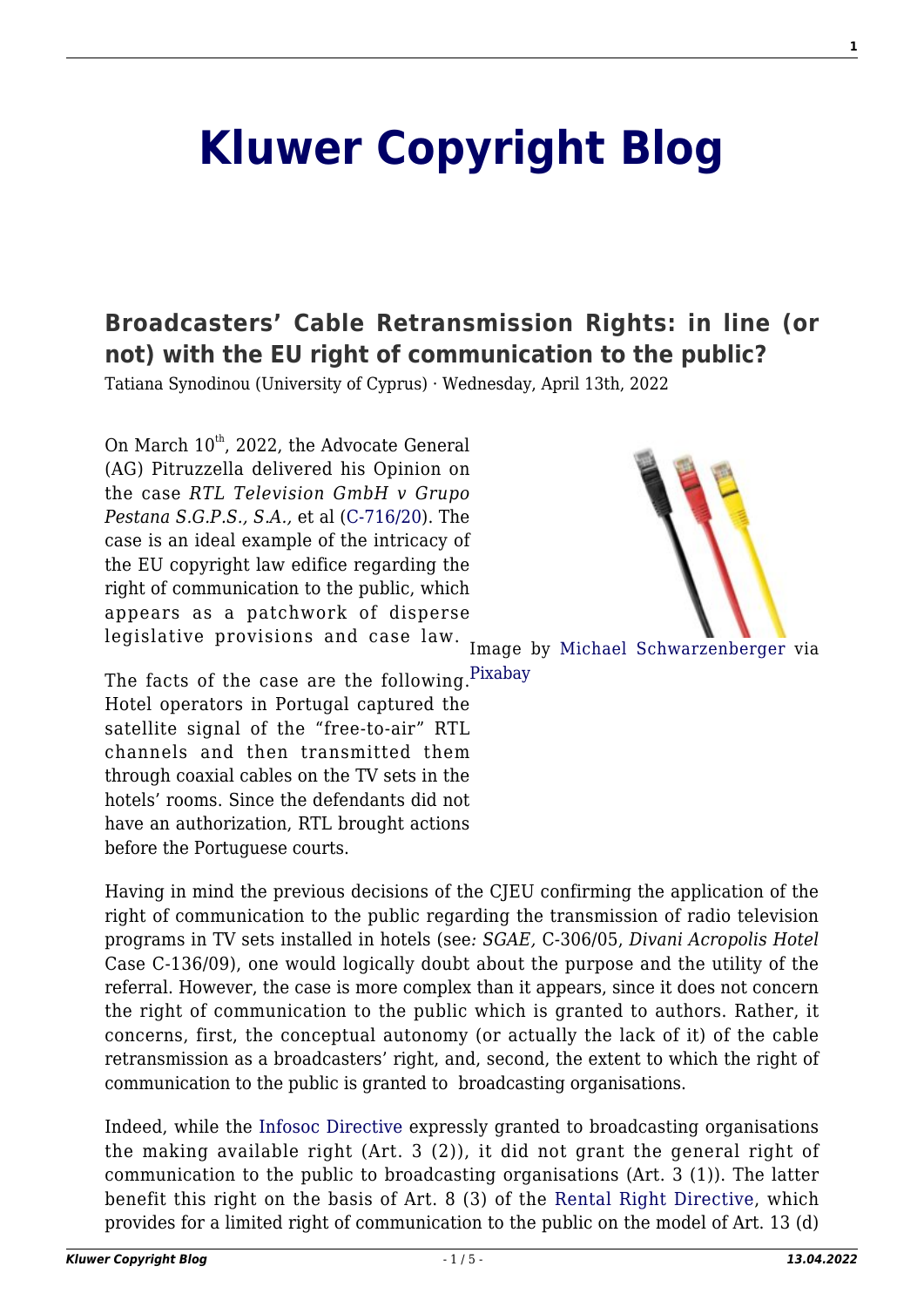# Kluwer Copyright Blog

## Broadcasters' Cable Retransmission Rights: in line (or not) with the EU right of communication to the public?

Tatiana Synodinou (University of Cyprus) · Wednesday, April 13th, 2022

On March 10th, 2022, the Advocate General (AG) Pitruzzella delivered his Opinion on the case *RTL Television GmbH v Grupo Pestana S.G.P.S., S.A.,* et al (C-716/20). The case is an ideal example of the intricacy of the EU copyright law edifice regarding the right of communication to the public, which appears as a patchwork of disperse legislative provisions and case law.

Image by Michael Schwarzenberger via Pixabay

The facts of the case are the following. Hotel operators in Portugal captured the satellite signal of the "free-to-air" RTL channels and then transmitted them through coaxial cables on the TV sets in the hotels' rooms. Since the defendants did not have an authorization, RTL brought actions before the Portuguese courts.

Having in mind the previous decisions of the CJEU confirming the application of the right of communication to the public regarding the transmission of radio television programs in TV sets installed in hotels (see*: SGAE,* C-306/05, *Divani Acropolis Hotel* Case C-136/09), one would logically doubt about the purpose and the utility of the referral. However, the case is more complex than it appears, since it does not concern the right of communication to the public which is granted to authors. Rather, it concerns, first, the conceptual autonomy (or actually the lack of it) of the cable retransmission as a broadcasters' right, and, second, the extent to which the right of communication to the public is granted to broadcasting organisations.

Indeed, while the Infosoc Directive expressly granted to broadcasting organisations the making available right (Art. 3 (2)), it did not grant the general right of communication to the public to broadcasting organisations (Art. 3 (1)). The latter benefit this right on the basis of Art. 8 (3) of the Rental Right Directive, which provides for a limited right of communication to the public on the model of Art. 13 (d)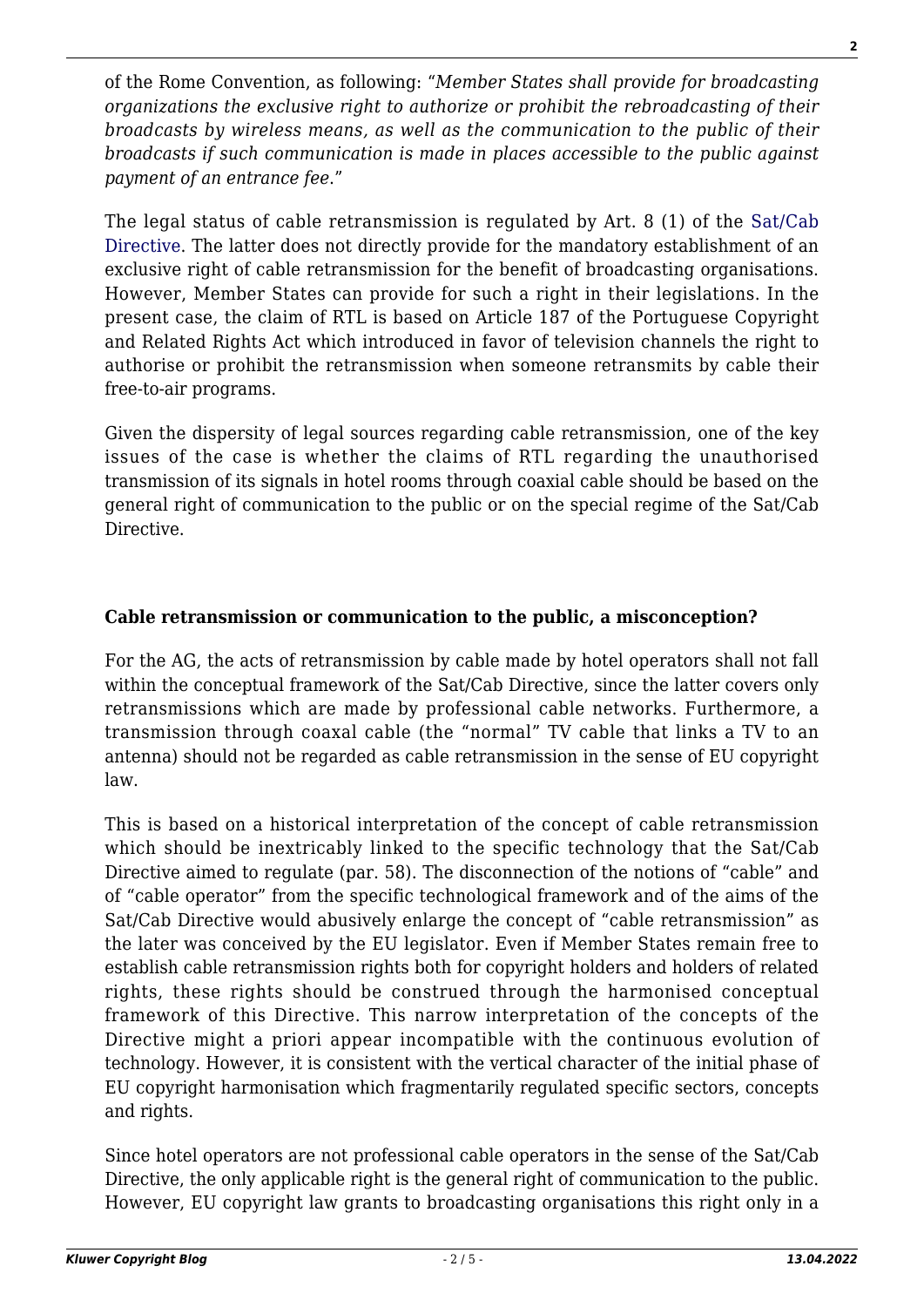of the Rome Convention, as following: "*Member States shall provide for broadcasting organizations the exclusive right to authorize or prohibit the rebroadcasting of their broadcasts by wireless means, as well as the communication to the public of their broadcasts if such communication is made in places accessible to the public against payment of an entrance fee*."

The legal status of cable retransmission is regulated by Art. 8 (1) of the Sat/Cab Directive. The latter does not directly provide for the mandatory establishment of an exclusive right of cable retransmission for the benefit of broadcasting organisations. However, Member States can provide for such a right in their legislations. In the present case, the claim of RTL is based on Article 187 of the Portuguese Copyright and Related Rights Act which introduced in favor of television channels the right to authorise or prohibit the retransmission when someone retransmits by cable their free-to-air programs.

Given the dispersity of legal sources regarding cable retransmission, one of the key issues of the case is whether the claims of RTL regarding the unauthorised transmission of its signals in hotel rooms through coaxial cable should be based on the general right of communication to the public or on the special regime of the Sat/Cab Directive.

**Cable retransmission or communication to the public, a misconception?**

For the AG, the acts of retransmission by cable made by hotel operators shall not fall within the conceptual framework of the Sat/Cab Directive, since the latter covers only retransmissions which are made by professional cable networks. Furthermore, a transmission through coaxal cable (the "normal" TV cable that links a TV to an antenna) should not be regarded as cable retransmission in the sense of EU copyright law.

This is based on a historical interpretation of the concept of cable retransmission which should be inextricably linked to the specific technology that the Sat/Cab Directive aimed to regulate (par. 58). The disconnection of the notions of "cable" and of "cable operator" from the specific technological framework and of the aims of the Sat/Cab Directive would abusively enlarge the concept of "cable retransmission" as the later was conceived by the EU legislator. Even if Member States remain free to establish cable retransmission rights both for copyright holders and holders of related rights, these rights should be construed through the harmonised conceptual framework of this Directive. This narrow interpretation of the concepts of the Directive might a priori appear incompatible with the continuous evolution of technology. However, it is consistent with the vertical character of the initial phase of EU copyright harmonisation which fragmentarily regulated specific sectors, concepts and rights.

Since hotel operators are not professional cable operators in the sense of the Sat/Cab Directive, the only applicable right is the general right of communication to the public. However, EU copyright law grants to broadcasting organisations this right only in a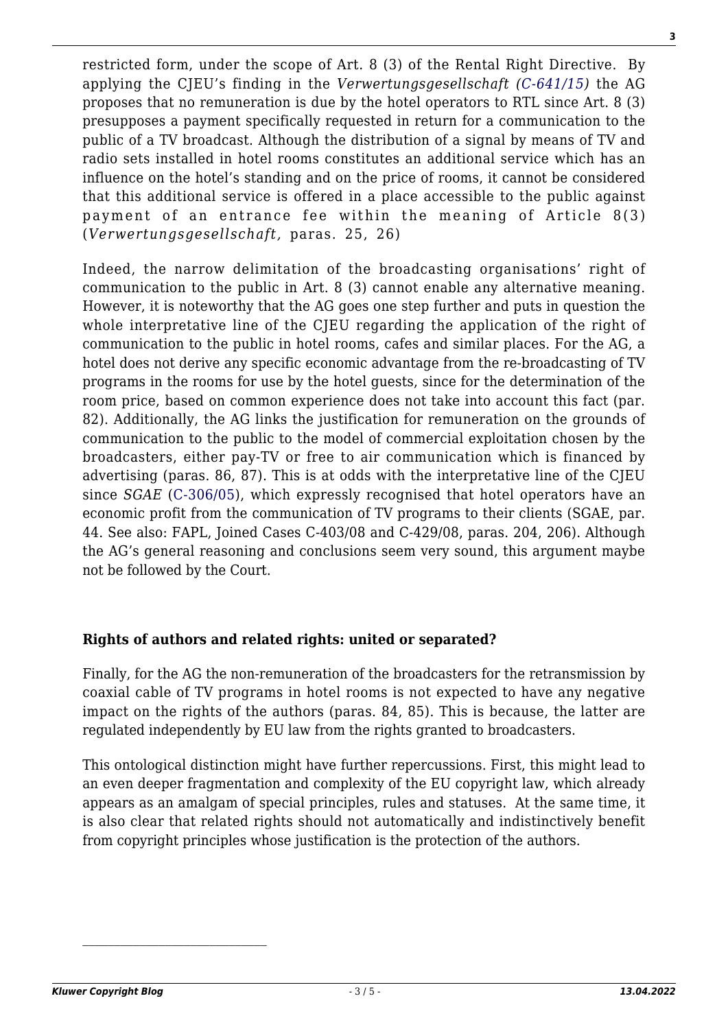restricted form, under the scope of Art. 8 (3) of the Rental Right Directive. By applying the CJEU's finding in the *Verwertungsgesellschaft (C-641/15)* the AG proposes that no remuneration is due by the hotel operators to RTL since Art. 8 (3) presupposes a payment specifically requested in return for a communication to the public of a TV broadcast. Although the distribution of a signal by means of TV and radio sets installed in hotel rooms constitutes an additional service which has an influence on the hotel's standing and on the price of rooms, it cannot be considered that this additional service is offered in a place accessible to the public against payment of an entrance fee within the meaning of Article 8(3) (*Verwertungsgesellschaft,* paras. 25, 26)

Indeed, the narrow delimitation of the broadcasting organisations' right of communication to the public in Art. 8 (3) cannot enable any alternative meaning. However, it is noteworthy that the AG goes one step further and puts in question the whole interpretative line of the CJEU regarding the application of the right of communication to the public in hotel rooms, cafes and similar places. For the AG, a hotel does not derive any specific economic advantage from the re-broadcasting of TV programs in the rooms for use by the hotel guests, since for the determination of the room price, based on common experience does not take into account this fact (par. 82). Additionally, the AG links the justification for remuneration on the grounds of communication to the public to the model of commercial exploitation chosen by the broadcasters, either pay-TV or free to air communication which is financed by advertising (paras. 86, 87). This is at odds with the interpretative line of the CJEU since *SGAE* (C-306/05), which expressly recognised that hotel operators have an economic profit from the communication of TV programs to their clients (SGAE, par. 44. See also: FAPL, Joined Cases C-403/08 and C-429/08, paras. 204, 206). Although the AG's general reasoning and conclusions seem very sound, this argument maybe not be followed by the Court.

**Rights of authors and related rights: united or separated?**

Finally, for the AG the non-remuneration of the broadcasters for the retransmission by coaxial cable of TV programs in hotel rooms is not expected to have any negative impact on the rights of the authors (paras. 84, 85). This is because, the latter are regulated independently by EU law from the rights granted to broadcasters.

This ontological distinction might have further repercussions. First, this might lead to an even deeper fragmentation and complexity of the EU copyright law, which already appears as an amalgam of special principles, rules and statuses. At the same time, it is also clear that related rights should not automatically and indistinctively benefit from copyright principles whose justification is the protection of the authors.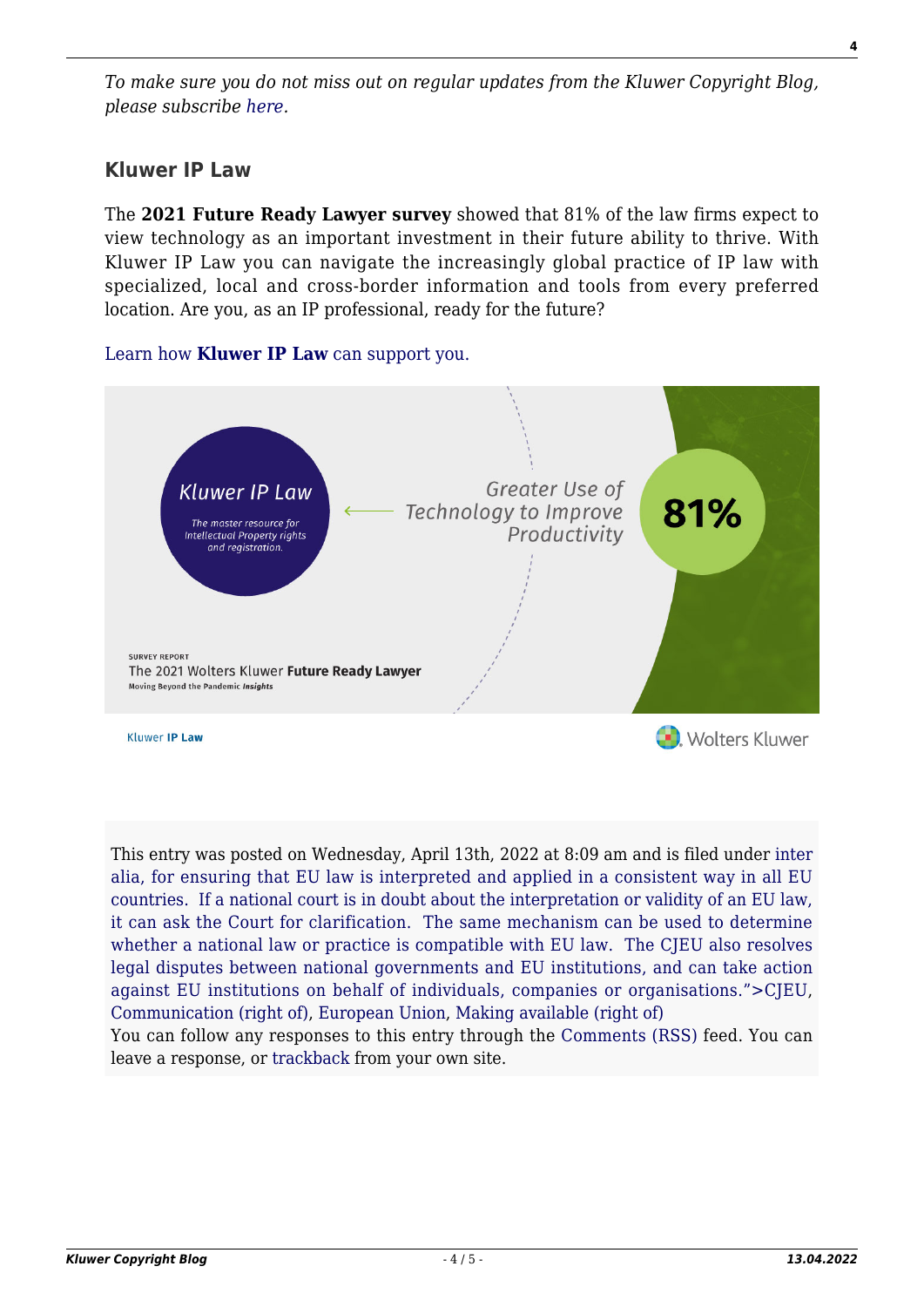*To make sure you do not miss out on regular updates from the Kluwer Copyright Blog, please subscribe here.*

### Kluwer IP Law

The **2021 Future Ready Lawyer survey** showed that 81% of the law firms expect to view technology as an important investment in their future ability to thrive. With Kluwer IP Law you can navigate the increasingly global practice of IP law with specialized, local and cross-border information and tools from every preferred location. Are you, as an IP professional, ready for the future?

Learn how **Kluwer IP Law** can support you.

This entry was posted on Wednesday, April 13th, 2022 at 8:09 am and is filed under inter alia, for ensuring that EU law is interpreted and applied in a consistent way in all EU countries. If a national court is in doubt about the interpretation or validity of an EU law, it can ask the Court for clarification. The same mechanism can be used to determine whether a national law or practice is compatible with EU law. The CJEU also resolves legal disputes between national governments and EU institutions, and can take action against EU institutions on behalf of individuals, companies or organisations.">CJEU, Communication (right of), European Union, Making available (right of)
You can follow any responses to this entry through the Comments (RSS) feed. You can leave a response, or trackback from your own site.